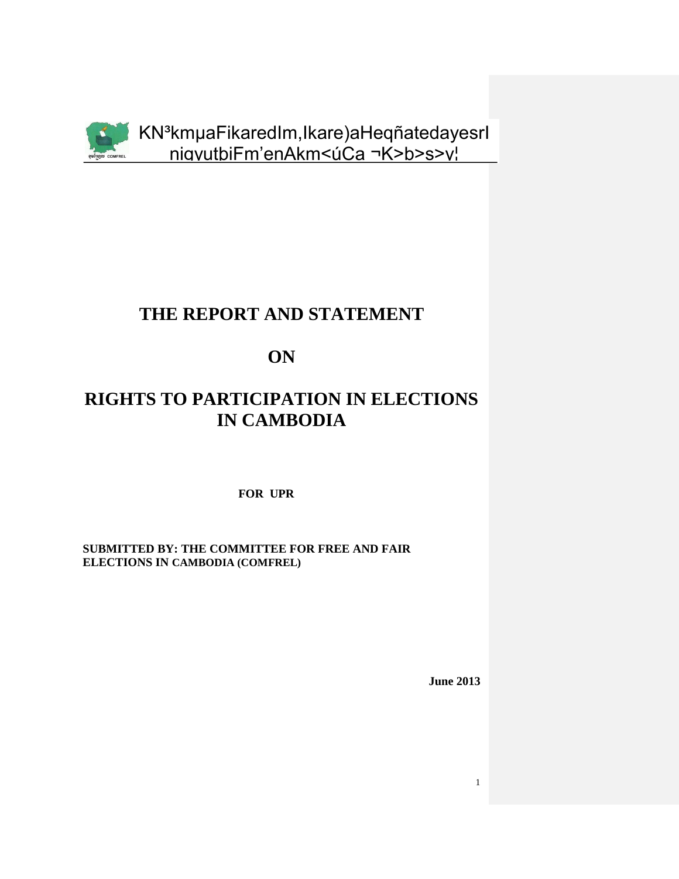KN³kmµaFikaredIm,Ikare)aHeqñatedayesrI niqvutbiFm'enAkm<úCa ¬K>b>s>v¦

# THE REPORT AND STATEMENT

# ON

# RIGHTS TO PARTICIPATION IN ELECTIONS IN CAMBODIA

**FOR UPR**

**SUBMITTED BY: THE COMMITTEE FOR FREE AND FAIR ELECTIONS IN CAMBODIA (COMFREL)**

**June 2013**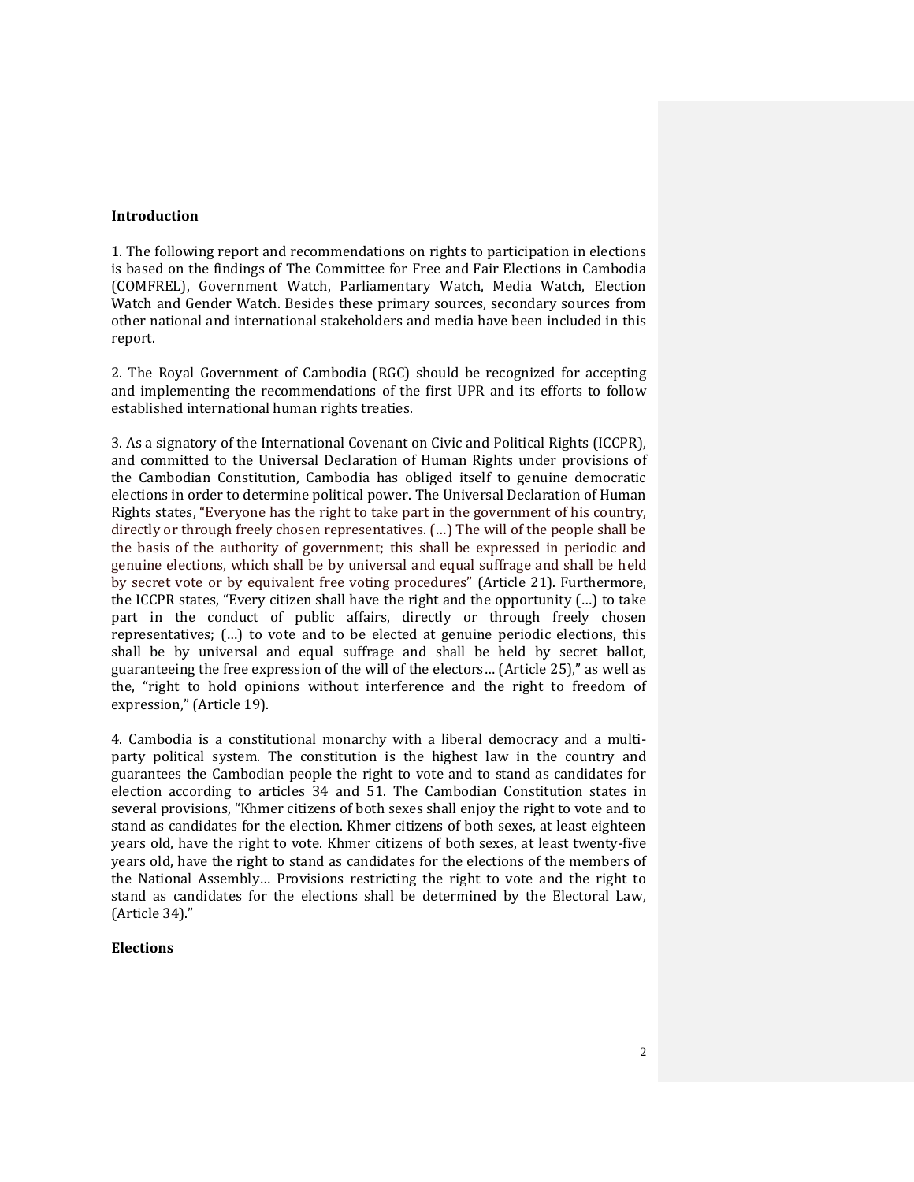## Introduction

1. The following report and recommendations on rights to participation in elections is based on the findings of The Committee for Free and Fair Elections in Cambodia (COMFREL), Government Watch, Parliamentary Watch, Media Watch, Election Watch and Gender Watch. Besides these primary sources, secondary sources from other national and international stakeholders and media have been included in this report.

2. The Royal Government of Cambodia (RGC) should be recognized for accepting and implementing the recommendations of the first UPR and its efforts to follow established international human rights treaties.

3. As a signatory of the International Covenant on Civic and Political Rights (ICCPR), and committed to the Universal Declaration of Human Rights under provisions of the Cambodian Constitution, Cambodia has obliged itself to genuine democratic elections in order to determine political power. The Universal Declaration of Human Rights states, "Everyone has the right to take part in the government of his country, directly or through freely chosen representatives. (…) The will of the people shall be the basis of the authority of government; this shall be expressed in periodic and genuine elections, which shall be by universal and equal suffrage and shall be held by secret vote or by equivalent free voting procedures" (Article 21). Furthermore, the ICCPR states, "Every citizen shall have the right and the opportunity (…) to take part in the conduct of public affairs, directly or through freely chosen representatives; (…) to vote and to be elected at genuine periodic elections, this shall be by universal and equal suffrage and shall be held by secret ballot, guaranteeing the free expression of the will of the electors… (Article 25)," as well as the, "right to hold opinions without interference and the right to freedom of expression," (Article 19).

4. Cambodia is a constitutional monarchy with a liberal democracy and a multi-party political system. The constitution is the highest law in the country and guarantees the Cambodian people the right to vote and to stand as candidates for election according to articles 34 and 51. The Cambodian Constitution states in several provisions, "Khmer citizens of both sexes shall enjoy the right to vote and to stand as candidates for the election. Khmer citizens of both sexes, at least eighteen years old, have the right to vote. Khmer citizens of both sexes, at least twenty-five years old, have the right to stand as candidates for the elections of the members of the National Assembly… Provisions restricting the right to vote and the right to stand as candidates for the elections shall be determined by the Electoral Law, (Article 34)."

## Elections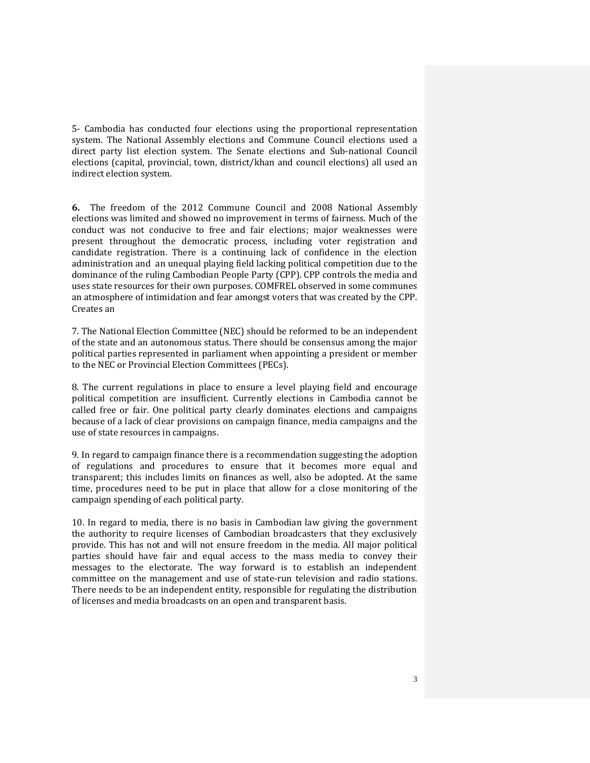5- Cambodia has conducted four elections using the proportional representation system. The National Assembly elections and Commune Council elections used a direct party list election system. The Senate elections and Sub-national Council elections (capital, provincial, town, district/khan and council elections) all used an indirect election system.

**6.** The freedom of the 2012 Commune Council and 2008 National Assembly elections was limited and showed no improvement in terms of fairness. Much of the conduct was not conducive to free and fair elections; major weaknesses were present throughout the democratic process, including voter registration and candidate registration. There is a continuing lack of confidence in the election administration and an unequal playing field lacking political competition due to the dominance of the ruling Cambodian People Party (CPP). CPP controls the media and uses state resources for their own purposes. COMFREL observed in some communes an atmosphere of intimidation and fear amongst voters that was created by the CPP. Creates an

7. The National Election Committee (NEC) should be reformed to be an independent of the state and an autonomous status. There should be consensus among the major political parties represented in parliament when appointing a president or member to the NEC or Provincial Election Committees (PECs).

8. The current regulations in place to ensure a level playing field and encourage political competition are insufficient. Currently elections in Cambodia cannot be called free or fair. One political party clearly dominates elections and campaigns because of a lack of clear provisions on campaign finance, media campaigns and the use of state resources in campaigns.

9. In regard to campaign finance there is a recommendation suggesting the adoption of regulations and procedures to ensure that it becomes more equal and transparent; this includes limits on finances as well, also be adopted. At the same time, procedures need to be put in place that allow for a close monitoring of the campaign spending of each political party.

10. In regard to media, there is no basis in Cambodian law giving the government the authority to require licenses of Cambodian broadcasters that they exclusively provide. This has not and will not ensure freedom in the media. All major political parties should have fair and equal access to the mass media to convey their messages to the electorate. The way forward is to establish an independent committee on the management and use of state-run television and radio stations. There needs to be an independent entity, responsible for regulating the distribution of licenses and media broadcasts on an open and transparent basis.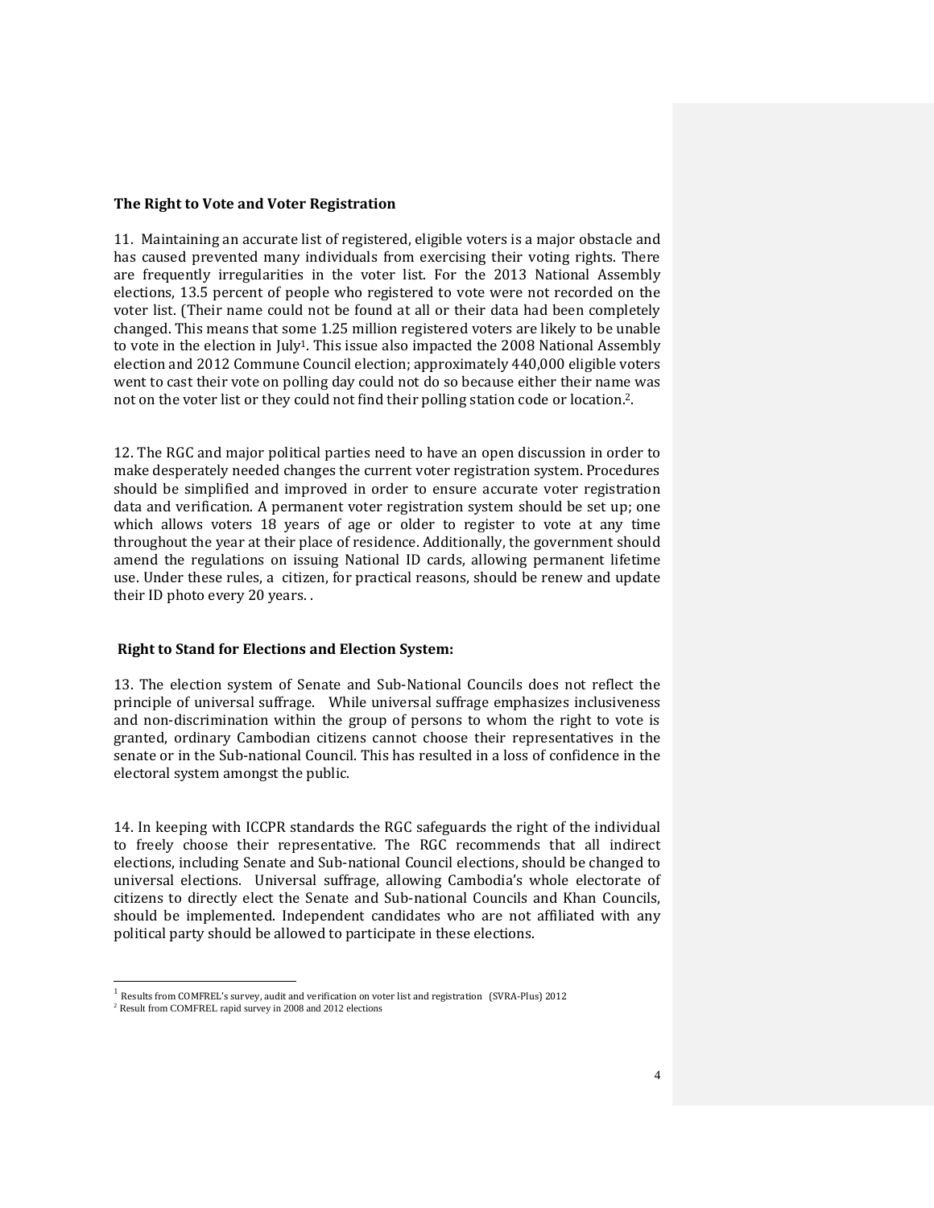### The Right to Vote and Voter Registration

11. Maintaining an accurate list of registered, eligible voters is a major obstacle and has caused prevented many individuals from exercising their voting rights. There are frequently irregularities in the voter list. For the 2013 National Assembly elections, 13.5 percent of people who registered to vote were not recorded on the voter list. (Their name could not be found at all or their data had been completely changed. This means that some 1.25 million registered voters are likely to be unable to vote in the election in July[1]. This issue also impacted the 2008 National Assembly election and 2012 Commune Council election; approximately 440,000 eligible voters went to cast their vote on polling day could not do so because either their name was not on the voter list or they could not find their polling station code or location.[2].

12. The RGC and major political parties need to have an open discussion in order to make desperately needed changes the current voter registration system. Procedures should be simplified and improved in order to ensure accurate voter registration data and verification. A permanent voter registration system should be set up; one which allows voters 18 years of age or older to register to vote at any time throughout the year at their place of residence. Additionally, the government should amend the regulations on issuing National ID cards, allowing permanent lifetime use. Under these rules, a citizen, for practical reasons, should be renew and update their ID photo every 20 years. .

### Right to Stand for Elections and Election System:

13. The election system of Senate and Sub-National Councils does not reflect the principle of universal suffrage. While universal suffrage emphasizes inclusiveness and non-discrimination within the group of persons to whom the right to vote is granted, ordinary Cambodian citizens cannot choose their representatives in the senate or in the Sub-national Council. This has resulted in a loss of confidence in the electoral system amongst the public.

14. In keeping with ICCPR standards the RGC safeguards the right of the individual to freely choose their representative. The RGC recommends that all indirect elections, including Senate and Sub-national Council elections, should be changed to universal elections. Universal suffrage, allowing Cambodia's whole electorate of citizens to directly elect the Senate and Sub-national Councils and Khan Councils, should be implemented. Independent candidates who are not affiliated with any political party should be allowed to participate in these elections.

---

[1] Results from COMFREL's survey, audit and verification on voter list and registration (SVRA-Plus) 2012

[2] Result from COMFREL rapid survey in 2008 and 2012 elections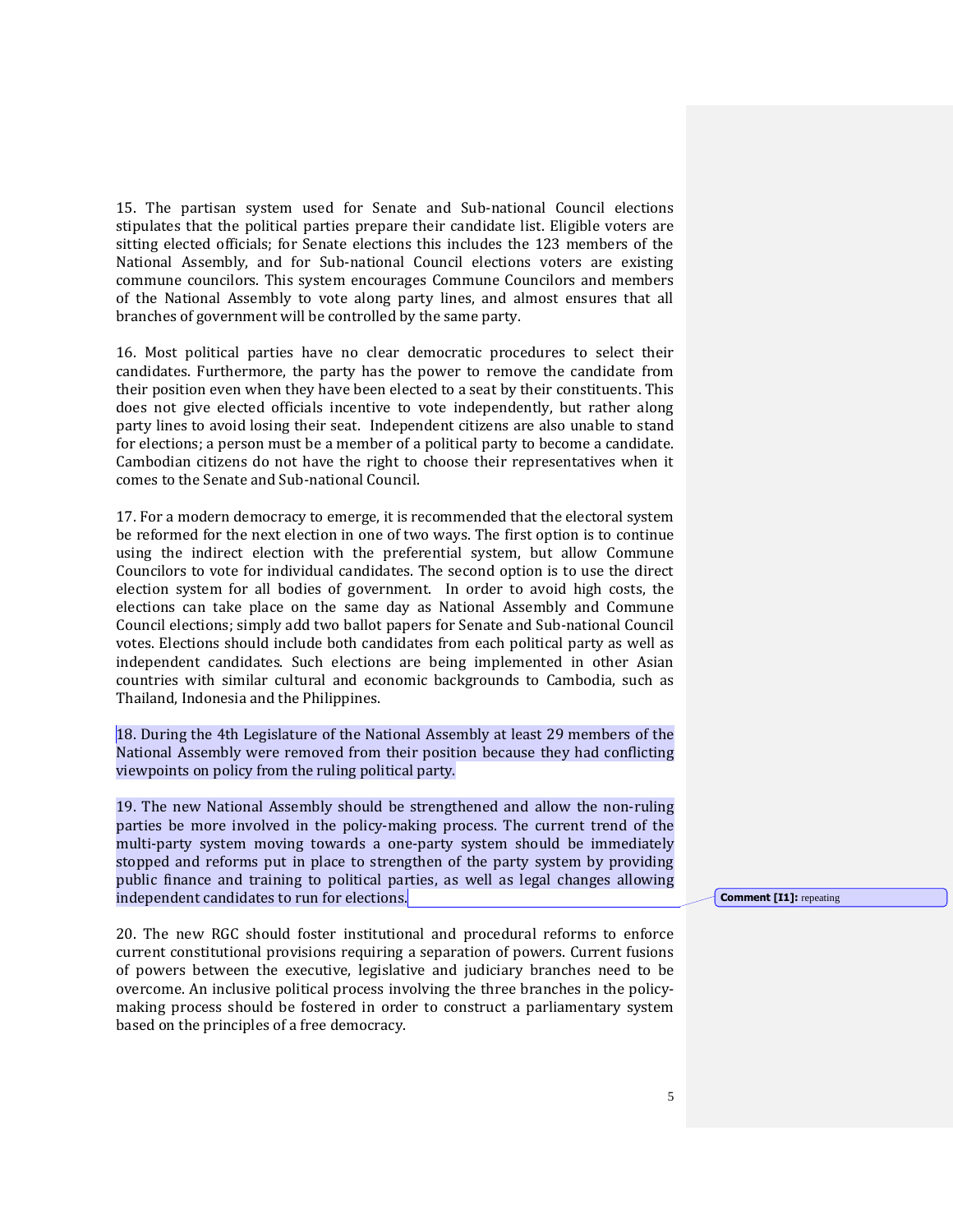15. The partisan system used for Senate and Sub-national Council elections stipulates that the political parties prepare their candidate list. Eligible voters are sitting elected officials; for Senate elections this includes the 123 members of the National Assembly, and for Sub-national Council elections voters are existing commune councilors. This system encourages Commune Councilors and members of the National Assembly to vote along party lines, and almost ensures that all branches of government will be controlled by the same party.

16. Most political parties have no clear democratic procedures to select their candidates. Furthermore, the party has the power to remove the candidate from their position even when they have been elected to a seat by their constituents. This does not give elected officials incentive to vote independently, but rather along party lines to avoid losing their seat. Independent citizens are also unable to stand for elections; a person must be a member of a political party to become a candidate. Cambodian citizens do not have the right to choose their representatives when it comes to the Senate and Sub-national Council.

17. For a modern democracy to emerge, it is recommended that the electoral system be reformed for the next election in one of two ways. The first option is to continue using the indirect election with the preferential system, but allow Commune Councilors to vote for individual candidates. The second option is to use the direct election system for all bodies of government. In order to avoid high costs, the elections can take place on the same day as National Assembly and Commune Council elections; simply add two ballot papers for Senate and Sub-national Council votes. Elections should include both candidates from each political party as well as independent candidates. Such elections are being implemented in other Asian countries with similar cultural and economic backgrounds to Cambodia, such as Thailand, Indonesia and the Philippines.

18. During the 4th Legislature of the National Assembly at least 29 members of the National Assembly were removed from their position because they had conflicting viewpoints on policy from the ruling political party.

19. The new National Assembly should be strengthened and allow the non-ruling parties be more involved in the policy-making process. The current trend of the multi-party system moving towards a one-party system should be immediately stopped and reforms put in place to strengthen of the party system by providing public finance and training to political parties, as well as legal changes allowing independent candidates to run for elections.

**Comment [I1]:** repeating

20. The new RGC should foster institutional and procedural reforms to enforce current constitutional provisions requiring a separation of powers. Current fusions of powers between the executive, legislative and judiciary branches need to be overcome. An inclusive political process involving the three branches in the policy-making process should be fostered in order to construct a parliamentary system based on the principles of a free democracy.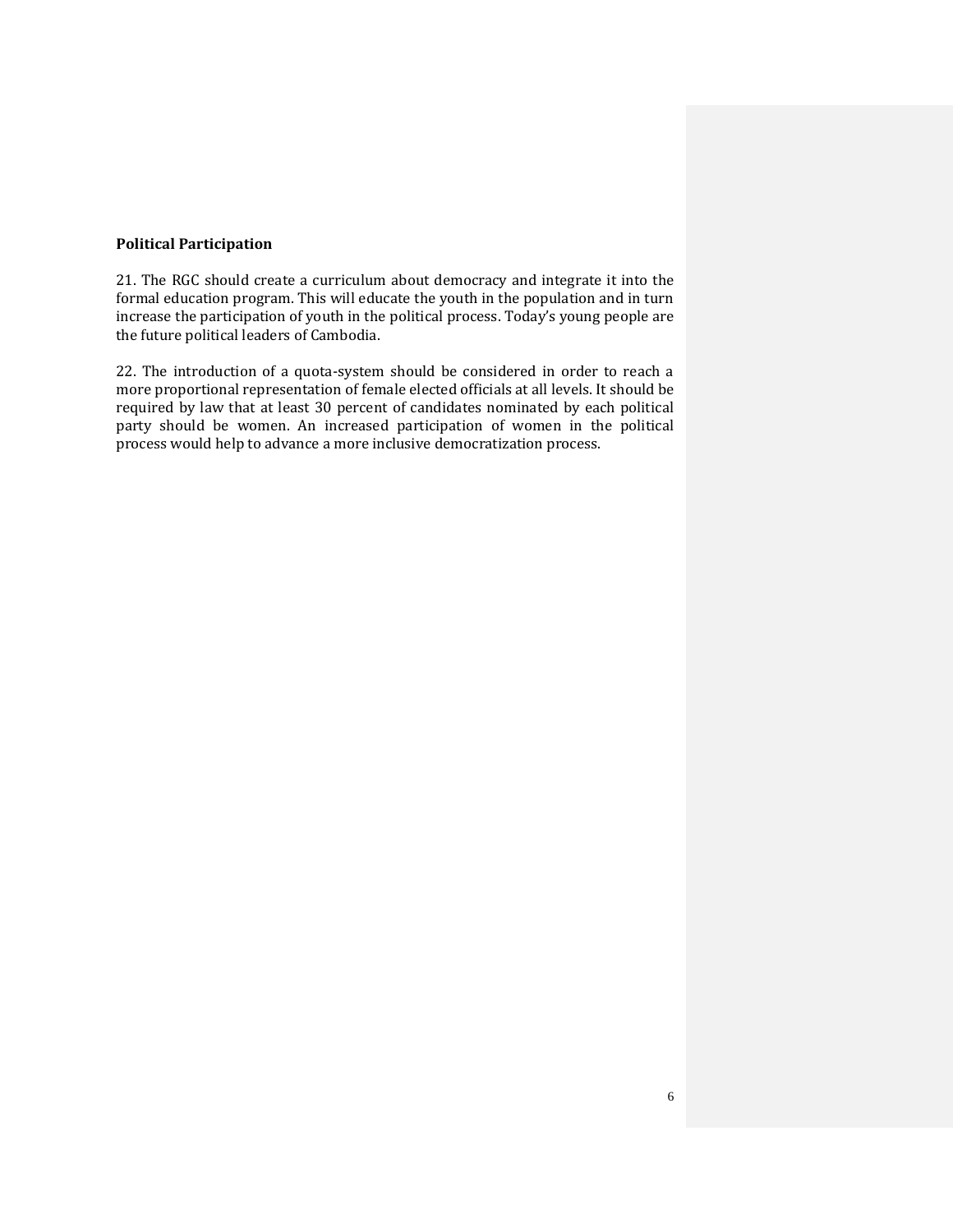**Political Participation**

21. The RGC should create a curriculum about democracy and integrate it into the formal education program. This will educate the youth in the population and in turn increase the participation of youth in the political process. Today's young people are the future political leaders of Cambodia.

22. The introduction of a quota-system should be considered in order to reach a more proportional representation of female elected officials at all levels. It should be required by law that at least 30 percent of candidates nominated by each political party should be women. An increased participation of women in the political process would help to advance a more inclusive democratization process.